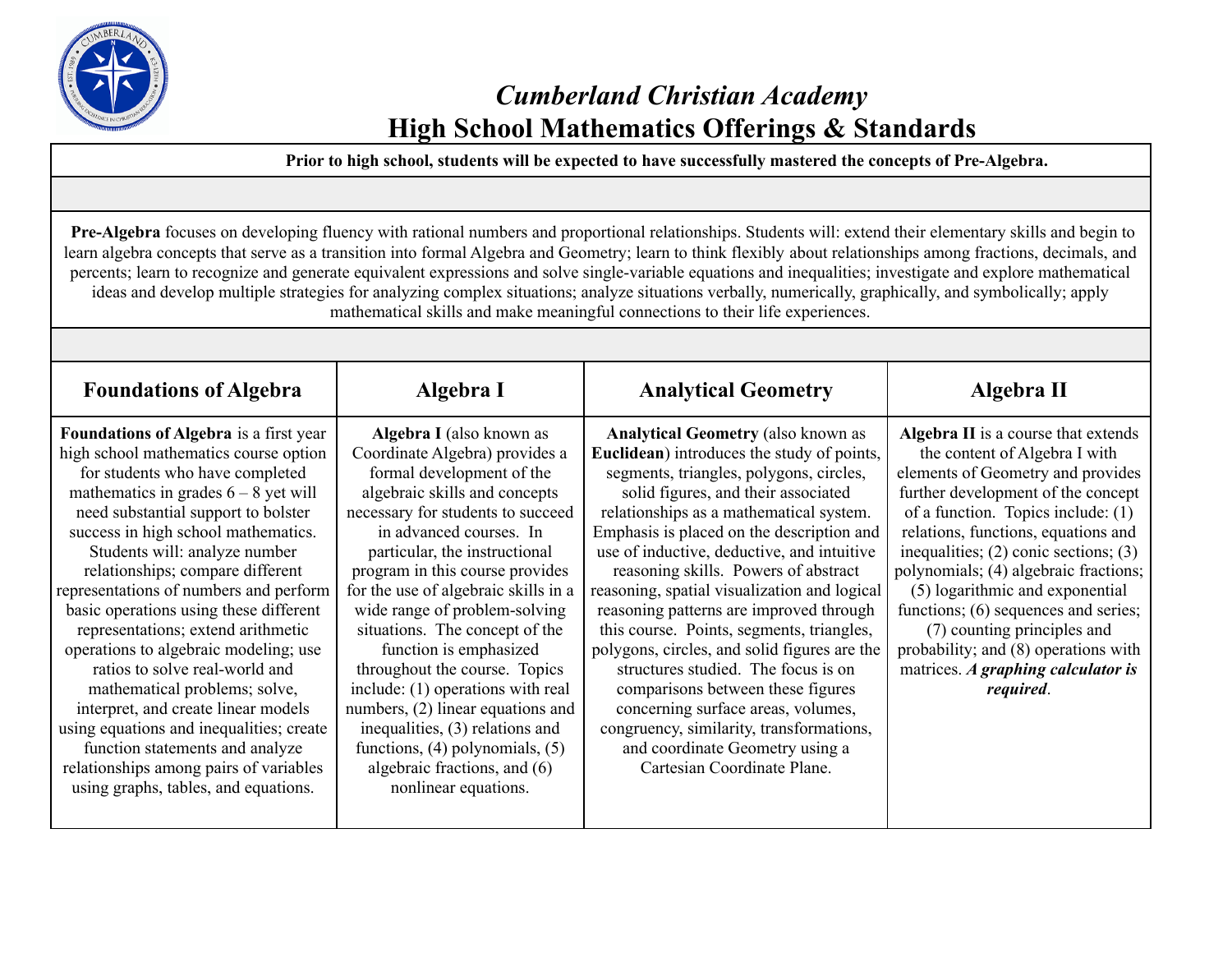# *Cumberland Christian Academy*
# High School Mathematics Offerings & Standards

**Prior to high school, students will be expected to have successfully mastered the concepts of Pre-Algebra.**

**Pre-Algebra** focuses on developing fluency with rational numbers and proportional relationships. Students will: extend their elementary skills and begin to learn algebra concepts that serve as a transition into formal Algebra and Geometry; learn to think flexibly about relationships among fractions, decimals, and percents; learn to recognize and generate equivalent expressions and solve single-variable equations and inequalities; investigate and explore mathematical ideas and develop multiple strategies for analyzing complex situations; analyze situations verbally, numerically, graphically, and symbolically; apply mathematical skills and make meaningful connections to their life experiences.

| Foundations of Algebra | Algebra I | Analytical Geometry | Algebra II |
|---|---|---|---|
| **Foundations of Algebra** is a first year high school mathematics course option for students who have completed mathematics in grades 6 – 8 yet will need substantial support to bolster success in high school mathematics. Students will: analyze number relationships; compare different representations of numbers and perform basic operations using these different representations; extend arithmetic operations to algebraic modeling; use ratios to solve real-world and mathematical problems; solve, interpret, and create linear models using equations and inequalities; create function statements and analyze relationships among pairs of variables using graphs, tables, and equations. | **Algebra I** (also known as Coordinate Algebra) provides a formal development of the algebraic skills and concepts necessary for students to succeed in advanced courses. In particular, the instructional program in this course provides for the use of algebraic skills in a wide range of problem-solving situations. The concept of the function is emphasized throughout the course. Topics include: (1) operations with real numbers, (2) linear equations and inequalities, (3) relations and functions, (4) polynomials, (5) algebraic fractions, and (6) nonlinear equations. | **Analytical Geometry** (also known as **Euclidean**) introduces the study of points, segments, triangles, polygons, circles, solid figures, and their associated relationships as a mathematical system. Emphasis is placed on the description and use of inductive, deductive, and intuitive reasoning skills. Powers of abstract reasoning, spatial visualization and logical reasoning patterns are improved through this course. Points, segments, triangles, polygons, circles, and solid figures are the structures studied. The focus is on comparisons between these figures concerning surface areas, volumes, congruency, similarity, transformations, and coordinate Geometry using a Cartesian Coordinate Plane. | **Algebra II** is a course that extends the content of Algebra I with elements of Geometry and provides further development of the concept of a function. Topics include: (1) relations, functions, equations and inequalities; (2) conic sections; (3) polynomials; (4) algebraic fractions; (5) logarithmic and exponential functions; (6) sequences and series; (7) counting principles and probability; and (8) operations with matrices. ***A graphing calculator is required***. |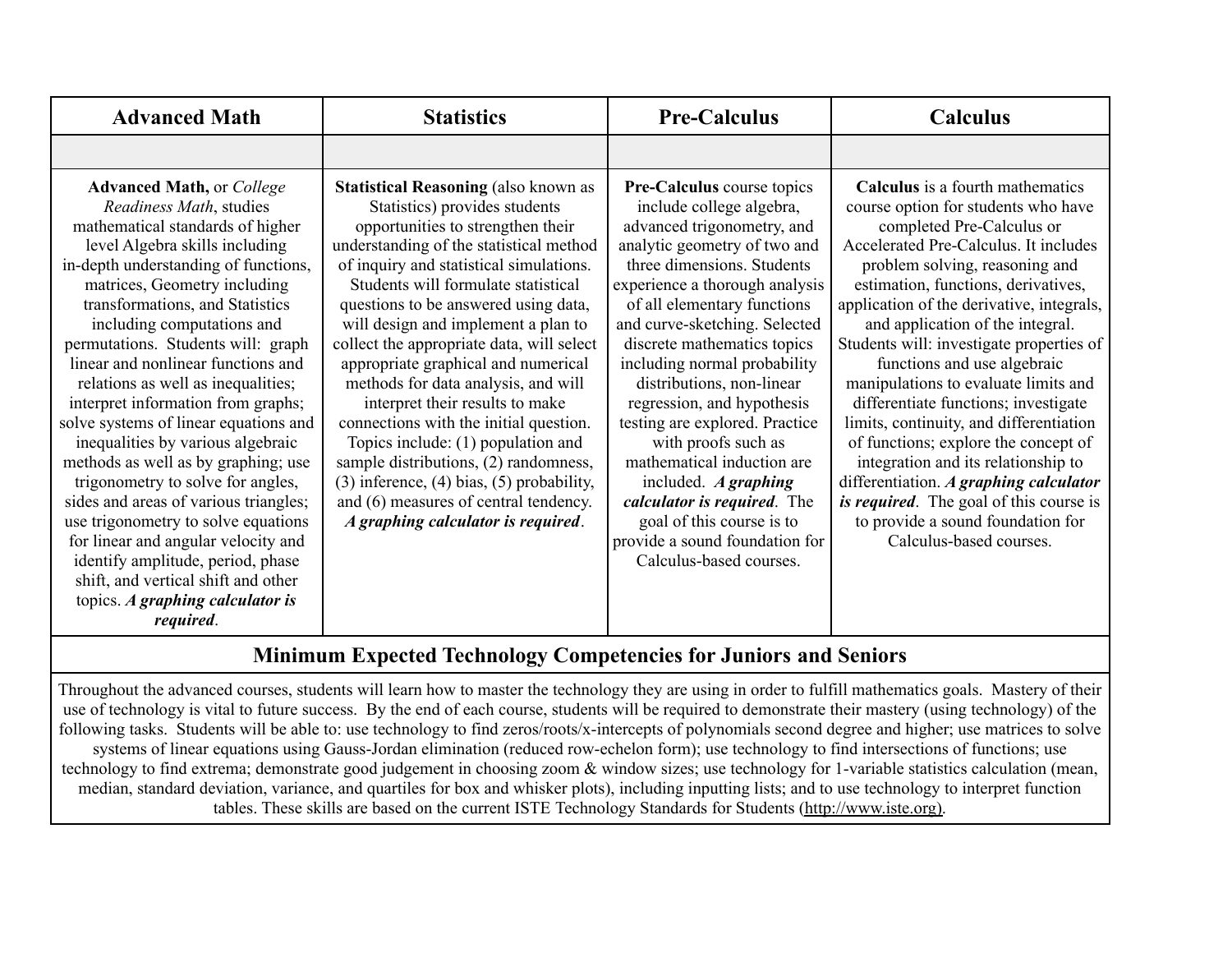| Advanced Math | Statistics | Pre-Calculus | Calculus |
|---|---|---|---|
| | | | |
| **Advanced Math,** or *College Readiness Math*, studies mathematical standards of higher level Algebra skills including in-depth understanding of functions, matrices, Geometry including transformations, and Statistics including computations and permutations. Students will: graph linear and nonlinear functions and relations as well as inequalities; interpret information from graphs; solve systems of linear equations and inequalities by various algebraic methods as well as by graphing; use trigonometry to solve for angles, sides and areas of various triangles; use trigonometry to solve equations for linear and angular velocity and identify amplitude, period, phase shift, and vertical shift and other topics. ***A graphing calculator is required***. | **Statistical Reasoning** (also known as Statistics) provides students opportunities to strengthen their understanding of the statistical method of inquiry and statistical simulations. Students will formulate statistical questions to be answered using data, will design and implement a plan to collect the appropriate data, will select appropriate graphical and numerical methods for data analysis, and will interpret their results to make connections with the initial question. Topics include: (1) population and sample distributions, (2) randomness, (3) inference, (4) bias, (5) probability, and (6) measures of central tendency. ***A graphing calculator is required***. | **Pre-Calculus** course topics include college algebra, advanced trigonometry, and analytic geometry of two and three dimensions. Students experience a thorough analysis of all elementary functions and curve-sketching. Selected discrete mathematics topics including normal probability distributions, non-linear regression, and hypothesis testing are explored. Practice with proofs such as mathematical induction are included. ***A graphing calculator is required***. The goal of this course is to provide a sound foundation for Calculus-based courses. | **Calculus** is a fourth mathematics course option for students who have completed Pre-Calculus or Accelerated Pre-Calculus. It includes problem solving, reasoning and estimation, functions, derivatives, application of the derivative, integrals, and application of the integral. Students will: investigate properties of functions and use algebraic manipulations to evaluate limits and differentiate functions; investigate limits, continuity, and differentiation of functions; explore the concept of integration and its relationship to differentiation. ***A graphing calculator is required***. The goal of this course is to provide a sound foundation for Calculus-based courses. |

## Minimum Expected Technology Competencies for Juniors and Seniors

Throughout the advanced courses, students will learn how to master the technology they are using in order to fulfill mathematics goals. Mastery of their use of technology is vital to future success. By the end of each course, students will be required to demonstrate their mastery (using technology) of the following tasks. Students will be able to: use technology to find zeros/roots/x-intercepts of polynomials second degree and higher; use matrices to solve systems of linear equations using Gauss-Jordan elimination (reduced row-echelon form); use technology to find intersections of functions; use technology to find extrema; demonstrate good judgement in choosing zoom & window sizes; use technology for 1-variable statistics calculation (mean, median, standard deviation, variance, and quartiles for box and whisker plots), including inputting lists; and to use technology to interpret function tables. These skills are based on the current ISTE Technology Standards for Students (http://www.iste.org).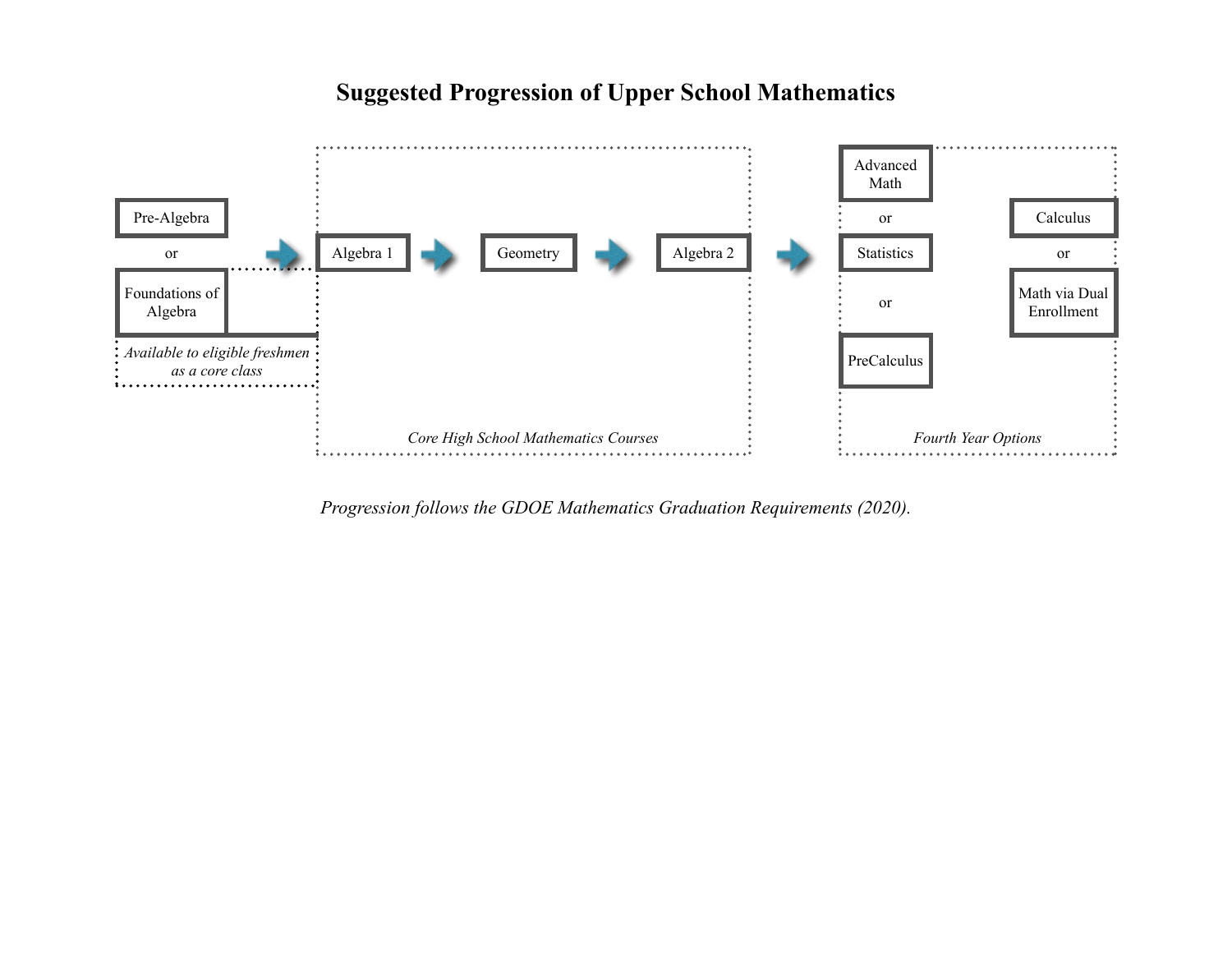# Suggested Progression of Upper School Mathematics

Pre-Algebra

or

Foundations of Algebra

*Available to eligible freshmen as a core class*

Algebra 1 → Geometry → Algebra 2

*Core High School Mathematics Courses*

Advanced Math

or

Statistics

or

PreCalculus

Calculus

or

Math via Dual Enrollment

*Fourth Year Options*

*Progression follows the GDOE Mathematics Graduation Requirements (2020).*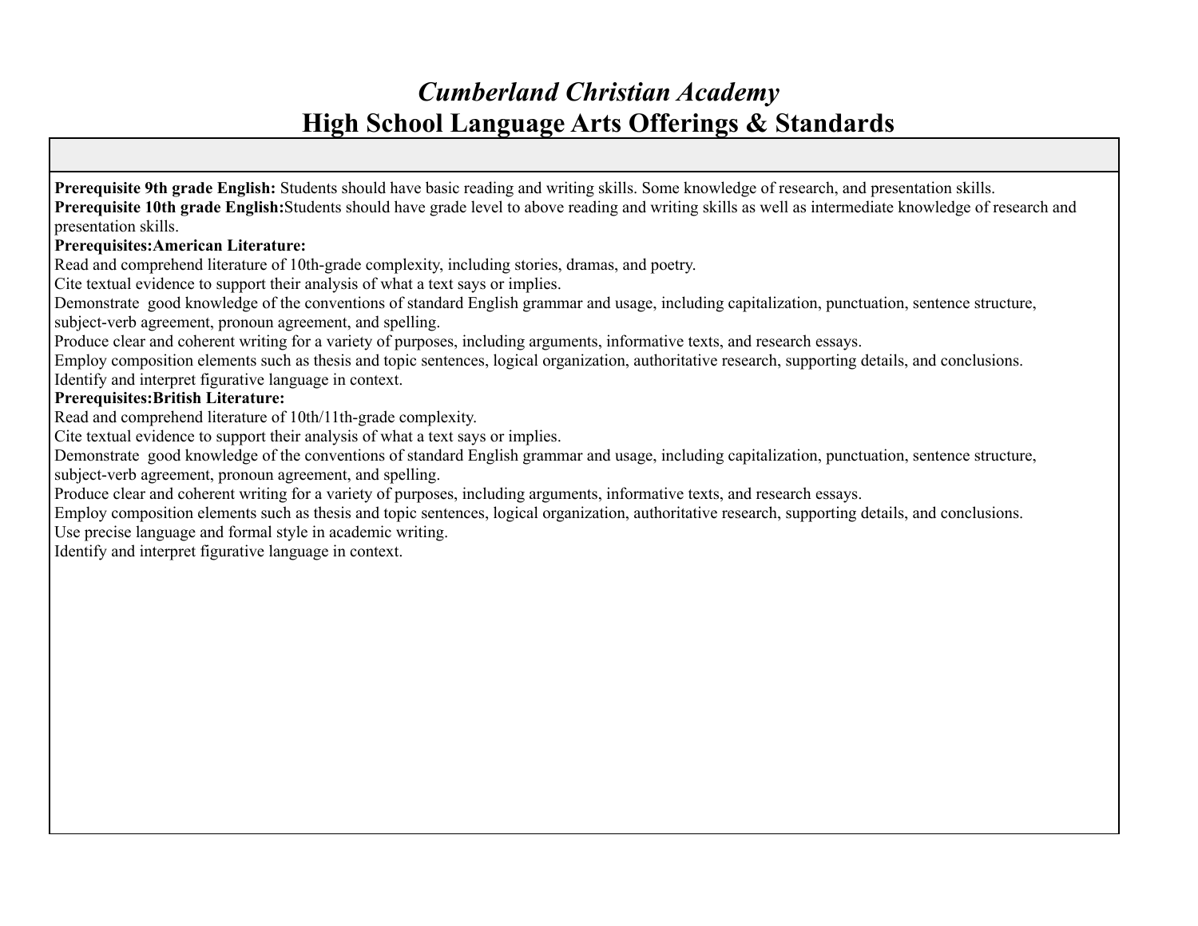# *Cumberland Christian Academy*
# High School Language Arts Offerings & Standards

**Prerequisite 9th grade English:** Students should have basic reading and writing skills. Some knowledge of research, and presentation skills.
**Prerequisite 10th grade English:**Students should have grade level to above reading and writing skills as well as intermediate knowledge of research and presentation skills.

**Prerequisites:American Literature:**
Read and comprehend literature of 10th-grade complexity, including stories, dramas, and poetry.
Cite textual evidence to support their analysis of what a text says or implies.
Demonstrate good knowledge of the conventions of standard English grammar and usage, including capitalization, punctuation, sentence structure, subject-verb agreement, pronoun agreement, and spelling.
Produce clear and coherent writing for a variety of purposes, including arguments, informative texts, and research essays.
Employ composition elements such as thesis and topic sentences, logical organization, authoritative research, supporting details, and conclusions.
Identify and interpret figurative language in context.

**Prerequisites:British Literature:**
Read and comprehend literature of 10th/11th-grade complexity.
Cite textual evidence to support their analysis of what a text says or implies.
Demonstrate good knowledge of the conventions of standard English grammar and usage, including capitalization, punctuation, sentence structure, subject-verb agreement, pronoun agreement, and spelling.
Produce clear and coherent writing for a variety of purposes, including arguments, informative texts, and research essays.
Employ composition elements such as thesis and topic sentences, logical organization, authoritative research, supporting details, and conclusions.
Use precise language and formal style in academic writing.
Identify and interpret figurative language in context.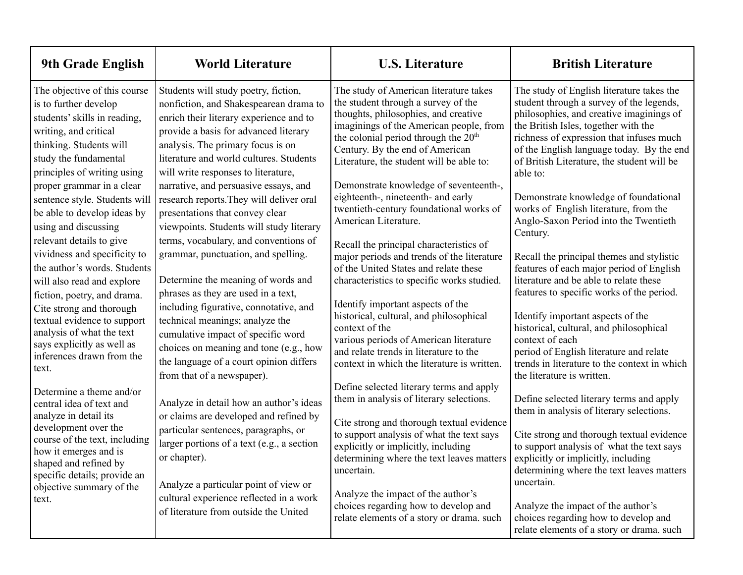| 9th Grade English | World Literature | U.S. Literature | British Literature |
|---|---|---|---|
| The objective of this course is to further develop students' skills in reading, writing, and critical thinking. Students will study the fundamental principles of writing using proper grammar in a clear sentence style. Students will be able to develop ideas by using and discussing relevant details to give vividness and specificity to the author's words. Students will also read and explore fiction, poetry, and drama. Cite strong and thorough textual evidence to support analysis of what the text says explicitly as well as inferences drawn from the text.<br><br>Determine a theme and/or central idea of text and analyze in detail its development over the course of the text, including how it emerges and is shaped and refined by specific details; provide an objective summary of the text. | Students will study poetry, fiction, nonfiction, and Shakespearean drama to enrich their literary experience and to provide a basis for advanced literary analysis. The primary focus is on literature and world cultures. Students will write responses to literature, narrative, and persuasive essays, and research reports.They will deliver oral presentations that convey clear viewpoints. Students will study literary terms, vocabulary, and conventions of grammar, punctuation, and spelling.<br><br>Determine the meaning of words and phrases as they are used in a text, including figurative, connotative, and technical meanings; analyze the cumulative impact of specific word choices on meaning and tone (e.g., how the language of a court opinion differs from that of a newspaper).<br><br>Analyze in detail how an author's ideas or claims are developed and refined by particular sentences, paragraphs, or larger portions of a text (e.g., a section or chapter).<br><br>Analyze a particular point of view or cultural experience reflected in a work of literature from outside the United | The study of American literature takes the student through a survey of the thoughts, philosophies, and creative imaginings of the American people, from the colonial period through the 20th Century. By the end of American Literature, the student will be able to:<br><br>Demonstrate knowledge of seventeenth-, eighteenth-, nineteenth- and early twentieth-century foundational works of American Literature.<br><br>Recall the principal characteristics of major periods and trends of the literature of the United States and relate these characteristics to specific works studied.<br><br>Identify important aspects of the historical, cultural, and philosophical context of the various periods of American literature and relate trends in literature to the context in which the literature is written.<br><br>Define selected literary terms and apply them in analysis of literary selections.<br><br>Cite strong and thorough textual evidence to support analysis of what the text says explicitly or implicitly, including determining where the text leaves matters uncertain.<br><br>Analyze the impact of the author's choices regarding how to develop and relate elements of a story or drama. such | The study of English literature takes the student through a survey of the legends, philosophies, and creative imaginings of the British Isles, together with the richness of expression that infuses much of the English language today. By the end of British Literature, the student will be able to:<br><br>Demonstrate knowledge of foundational works of English literature, from the Anglo-Saxon Period into the Twentieth Century.<br><br>Recall the principal themes and stylistic features of each major period of English literature and be able to relate these features to specific works of the period.<br><br>Identify important aspects of the historical, cultural, and philosophical context of each period of English literature and relate trends in literature to the context in which the literature is written.<br><br>Define selected literary terms and apply them in analysis of literary selections.<br><br>Cite strong and thorough textual evidence to support analysis of what the text says explicitly or implicitly, including determining where the text leaves matters uncertain.<br><br>Analyze the impact of the author's choices regarding how to develop and relate elements of a story or drama. such |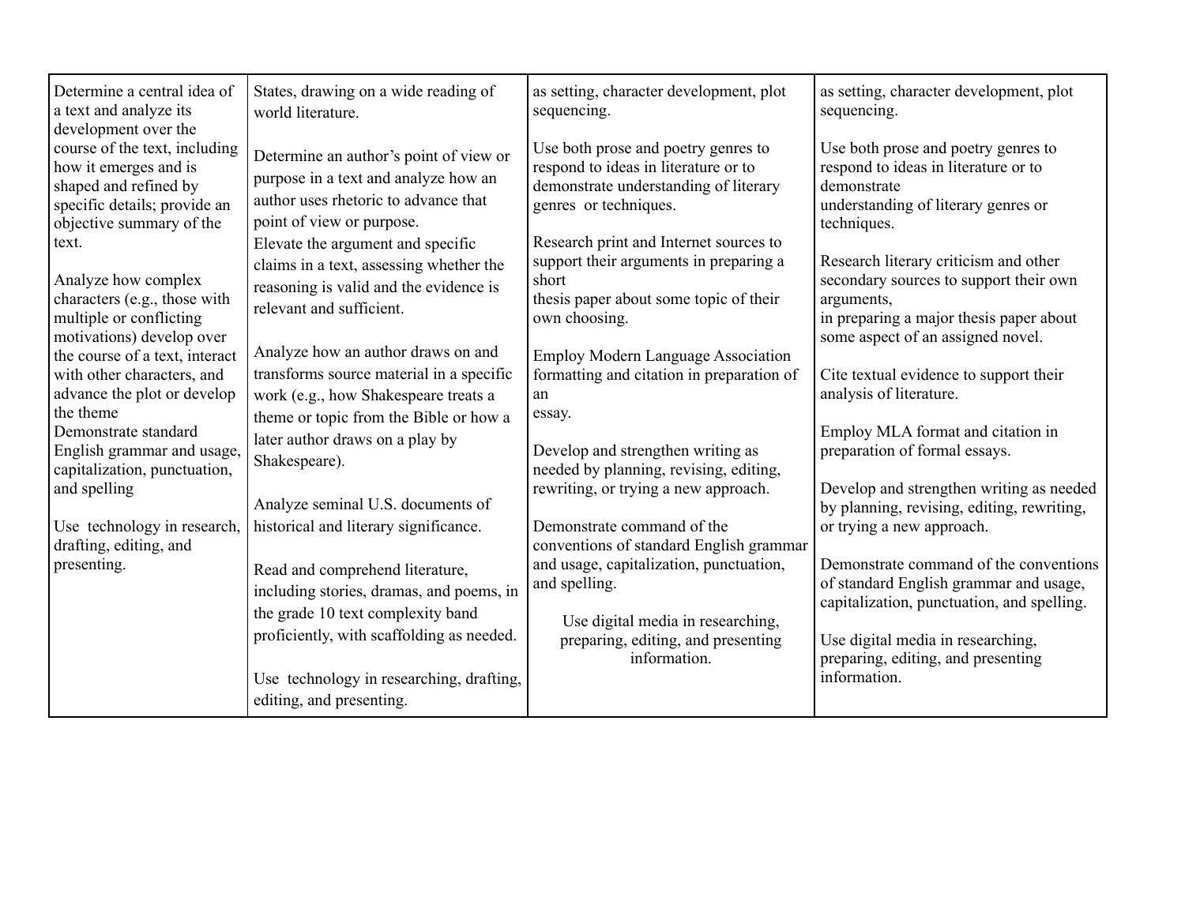| Determine a central idea of a text and analyze its development over the course of the text, including how it emerges and is shaped and refined by specific details; provide an objective summary of the text.<br><br>Analyze how complex characters (e.g., those with multiple or conflicting motivations) develop over the course of a text, interact with other characters, and advance the plot or develop the theme<br>Demonstrate standard English grammar and usage, capitalization, punctuation, and spelling<br><br>Use technology in research, drafting, editing, and presenting. | States, drawing on a wide reading of world literature.<br><br>Determine an author's point of view or purpose in a text and analyze how an author uses rhetoric to advance that point of view or purpose.<br>Elevate the argument and specific claims in a text, assessing whether the reasoning is valid and the evidence is relevant and sufficient.<br><br>Analyze how an author draws on and transforms source material in a specific work (e.g., how Shakespeare treats a theme or topic from the Bible or how a later author draws on a play by Shakespeare).<br><br>Analyze seminal U.S. documents of historical and literary significance.<br><br>Read and comprehend literature, including stories, dramas, and poems, in the grade 10 text complexity band proficiently, with scaffolding as needed.<br><br>Use technology in researching, drafting, editing, and presenting. | as setting, character development, plot sequencing.<br><br>Use both prose and poetry genres to respond to ideas in literature or to demonstrate understanding of literary genres or techniques.<br><br>Research print and Internet sources to support their arguments in preparing a short thesis paper about some topic of their own choosing.<br><br>Employ Modern Language Association formatting and citation in preparation of an essay.<br><br>Develop and strengthen writing as needed by planning, revising, editing, rewriting, or trying a new approach.<br><br>Demonstrate command of the conventions of standard English grammar and usage, capitalization, punctuation, and spelling.<br><br>Use digital media in researching, preparing, editing, and presenting information. | as setting, character development, plot sequencing.<br><br>Use both prose and poetry genres to respond to ideas in literature or to demonstrate understanding of literary genres or techniques.<br><br>Research literary criticism and other secondary sources to support their own arguments, in preparing a major thesis paper about some aspect of an assigned novel.<br><br>Cite textual evidence to support their analysis of literature.<br><br>Employ MLA format and citation in preparation of formal essays.<br><br>Develop and strengthen writing as needed by planning, revising, editing, rewriting, or trying a new approach.<br><br>Demonstrate command of the conventions of standard English grammar and usage, capitalization, punctuation, and spelling.<br><br>Use digital media in researching, preparing, editing, and presenting information. |
|---|---|---|---|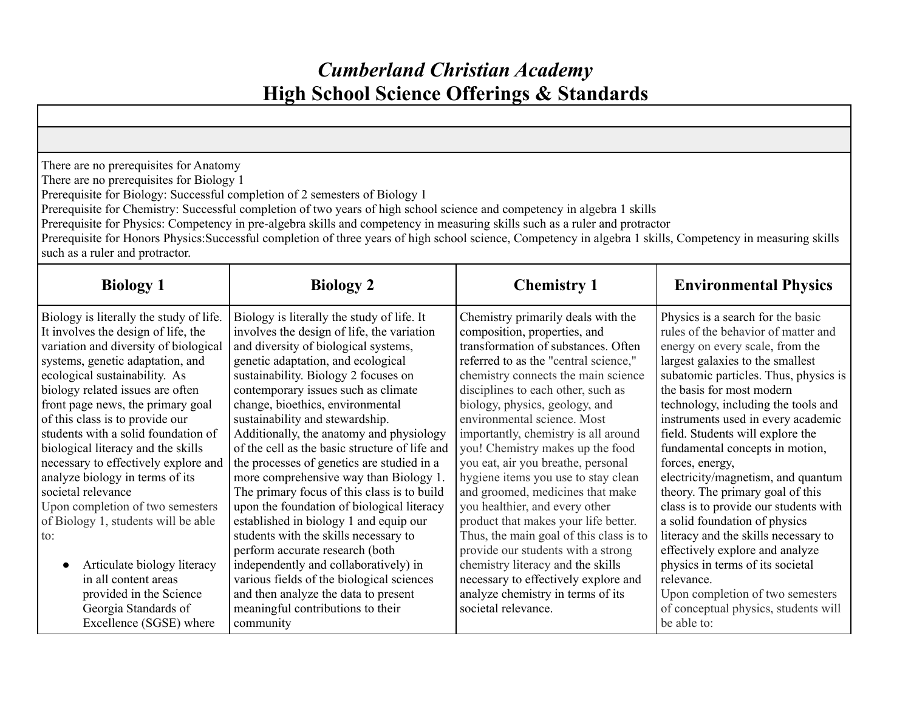# *Cumberland Christian Academy*
# High School Science Offerings & Standards

There are no prerequisites for Anatomy
There are no prerequisites for Biology 1
Prerequisite for Biology: Successful completion of 2 semesters of Biology 1
Prerequisite for Chemistry: Successful completion of two years of high school science and competency in algebra 1 skills
Prerequisite for Physics: Competency in pre-algebra skills and competency in measuring skills such as a ruler and protractor
Prerequisite for Honors Physics:Successful completion of three years of high school science, Competency in algebra 1 skills, Competency in measuring skills such as a ruler and protractor.

| Biology 1 | Biology 2 | Chemistry 1 | Environmental Physics |
|---|---|---|---|
| Biology is literally the study of life. It involves the design of life, the variation and diversity of biological systems, genetic adaptation, and ecological sustainability. As biology related issues are often front page news, the primary goal of this class is to provide our students with a solid foundation of biological literacy and the skills necessary to effectively explore and analyze biology in terms of its societal relevance<br>Upon completion of two semesters of Biology 1, students will be able to:<br><br>● Articulate biology literacy in all content areas provided in the Science Georgia Standards of Excellence (SGSE) where | Biology is literally the study of life. It involves the design of life, the variation and diversity of biological systems, genetic adaptation, and ecological sustainability. Biology 2 focuses on contemporary issues such as climate change, bioethics, environmental sustainability and stewardship. Additionally, the anatomy and physiology of the cell as the basic structure of life and the processes of genetics are studied in a more comprehensive way than Biology 1. The primary focus of this class is to build upon the foundation of biological literacy established in biology 1 and equip our students with the skills necessary to perform accurate research (both independently and collaboratively) in various fields of the biological sciences and then analyze the data to present meaningful contributions to their community | Chemistry primarily deals with the composition, properties, and transformation of substances. Often referred to as the "central science," chemistry connects the main science disciplines to each other, such as biology, physics, geology, and environmental science. Most importantly, chemistry is all around you! Chemistry makes up the food you eat, air you breathe, personal hygiene items you use to stay clean and groomed, medicines that make you healthier, and every other product that makes your life better. Thus, the main goal of this class is to provide our students with a strong chemistry literacy and the skills necessary to effectively explore and analyze chemistry in terms of its societal relevance. | Physics is a search for the basic rules of the behavior of matter and energy on every scale, from the largest galaxies to the smallest subatomic particles. Thus, physics is the basis for most modern technology, including the tools and instruments used in every academic field. Students will explore the fundamental concepts in motion, forces, energy, electricity/magnetism, and quantum theory. The primary goal of this class is to provide our students with a solid foundation of physics literacy and the skills necessary to effectively explore and analyze physics in terms of its societal relevance.<br>Upon completion of two semesters of conceptual physics, students will be able to: |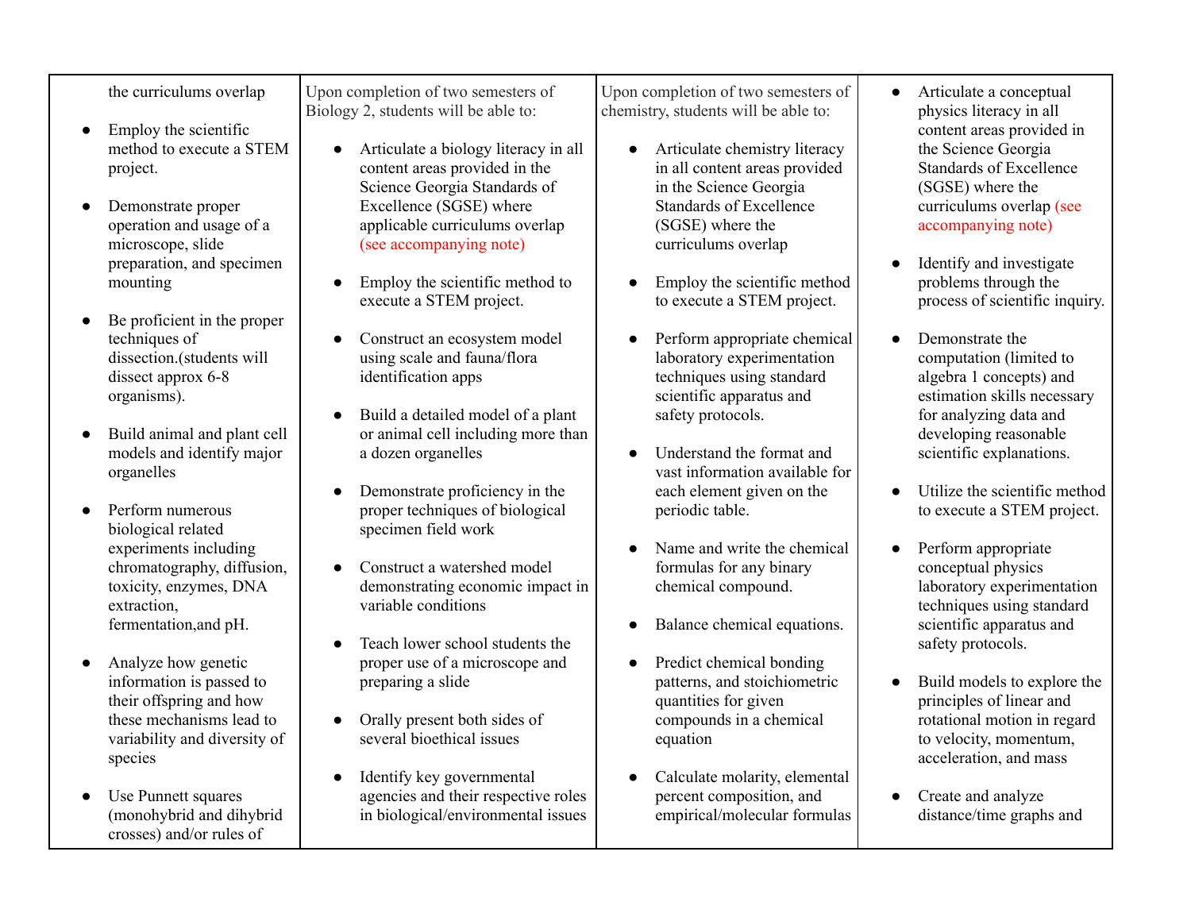| | | | |
|---|---|---|---|
| the curriculums overlap<br><br>• Employ the scientific method to execute a STEM project.<br><br>• Demonstrate proper operation and usage of a microscope, slide preparation, and specimen mounting<br><br>• Be proficient in the proper techniques of dissection.(students will dissect approx 6-8 organisms).<br><br>• Build animal and plant cell models and identify major organelles<br><br>• Perform numerous biological related experiments including chromatography, diffusion, toxicity, enzymes, DNA extraction, fermentation,and pH.<br><br>• Analyze how genetic information is passed to their offspring and how these mechanisms lead to variability and diversity of species<br><br>• Use Punnett squares (monohybrid and dihybrid crosses) and/or rules of | Upon completion of two semesters of Biology 2, students will be able to:<br><br>• Articulate a biology literacy in all content areas provided in the Science Georgia Standards of Excellence (SGSE) where applicable curriculums overlap (see accompanying note)<br><br>• Employ the scientific method to execute a STEM project.<br><br>• Construct an ecosystem model using scale and fauna/flora identification apps<br><br>• Build a detailed model of a plant or animal cell including more than a dozen organelles<br><br>• Demonstrate proficiency in the proper techniques of biological specimen field work<br><br>• Construct a watershed model demonstrating economic impact in variable conditions<br><br>• Teach lower school students the proper use of a microscope and preparing a slide<br><br>• Orally present both sides of several bioethical issues<br><br>• Identify key governmental agencies and their respective roles in biological/environmental issues | Upon completion of two semesters of chemistry, students will be able to:<br><br>• Articulate chemistry literacy in all content areas provided in the Science Georgia Standards of Excellence (SGSE) where the curriculums overlap<br><br>• Employ the scientific method to execute a STEM project.<br><br>• Perform appropriate chemical laboratory experimentation techniques using standard scientific apparatus and safety protocols.<br><br>• Understand the format and vast information available for each element given on the periodic table.<br><br>• Name and write the chemical formulas for any binary chemical compound.<br><br>• Balance chemical equations.<br><br>• Predict chemical bonding patterns, and stoichiometric quantities for given compounds in a chemical equation<br><br>• Calculate molarity, elemental percent composition, and empirical/molecular formulas | • Articulate a conceptual physics literacy in all content areas provided in the Science Georgia Standards of Excellence (SGSE) where the curriculums overlap (see accompanying note)<br><br>• Identify and investigate problems through the process of scientific inquiry.<br><br>• Demonstrate the computation (limited to algebra 1 concepts) and estimation skills necessary for analyzing data and developing reasonable scientific explanations.<br><br>• Utilize the scientific method to execute a STEM project.<br><br>• Perform appropriate conceptual physics laboratory experimentation techniques using standard scientific apparatus and safety protocols.<br><br>• Build models to explore the principles of linear and rotational motion in regard to velocity, momentum, acceleration, and mass<br><br>• Create and analyze distance/time graphs and |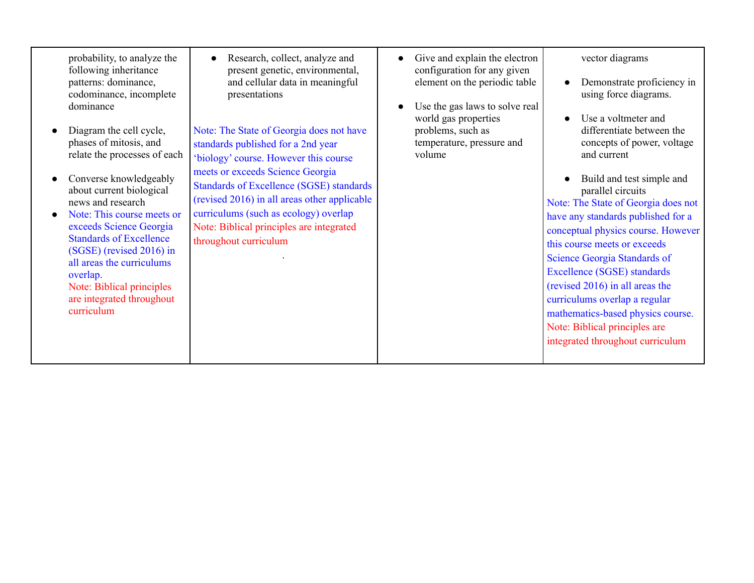| | | | |
|---|---|---|---|
| probability, to analyze the following inheritance patterns: dominance, codominance, incomplete dominance<br><br>• Diagram the cell cycle, phases of mitosis, and relate the processes of each<br><br>• Converse knowledgeably about current biological news and research<br>• Note: This course meets or exceeds Science Georgia Standards of Excellence (SGSE) (revised 2016) in all areas the curriculums overlap.<br>Note: Biblical principles are integrated throughout curriculum | • Research, collect, analyze and present genetic, environmental, and cellular data in meaningful presentations<br><br>Note: The State of Georgia does not have standards published for a 2nd year 'biology' course. However this course meets or exceeds Science Georgia Standards of Excellence (SGSE) standards (revised 2016) in all areas other applicable curriculums (such as ecology) overlap<br>Note: Biblical principles are integrated throughout curriculum<br>. | • Give and explain the electron configuration for any given element on the periodic table<br><br>• Use the gas laws to solve real world gas properties problems, such as temperature, pressure and volume | vector diagrams<br><br>• Demonstrate proficiency in using force diagrams.<br><br>• Use a voltmeter and differentiate between the concepts of power, voltage and current<br><br>• Build and test simple and parallel circuits<br>Note: The State of Georgia does not have any standards published for a conceptual physics course. However this course meets or exceeds Science Georgia Standards of Excellence (SGSE) standards (revised 2016) in all areas the curriculums overlap a regular mathematics-based physics course.<br>Note: Biblical principles are integrated throughout curriculum |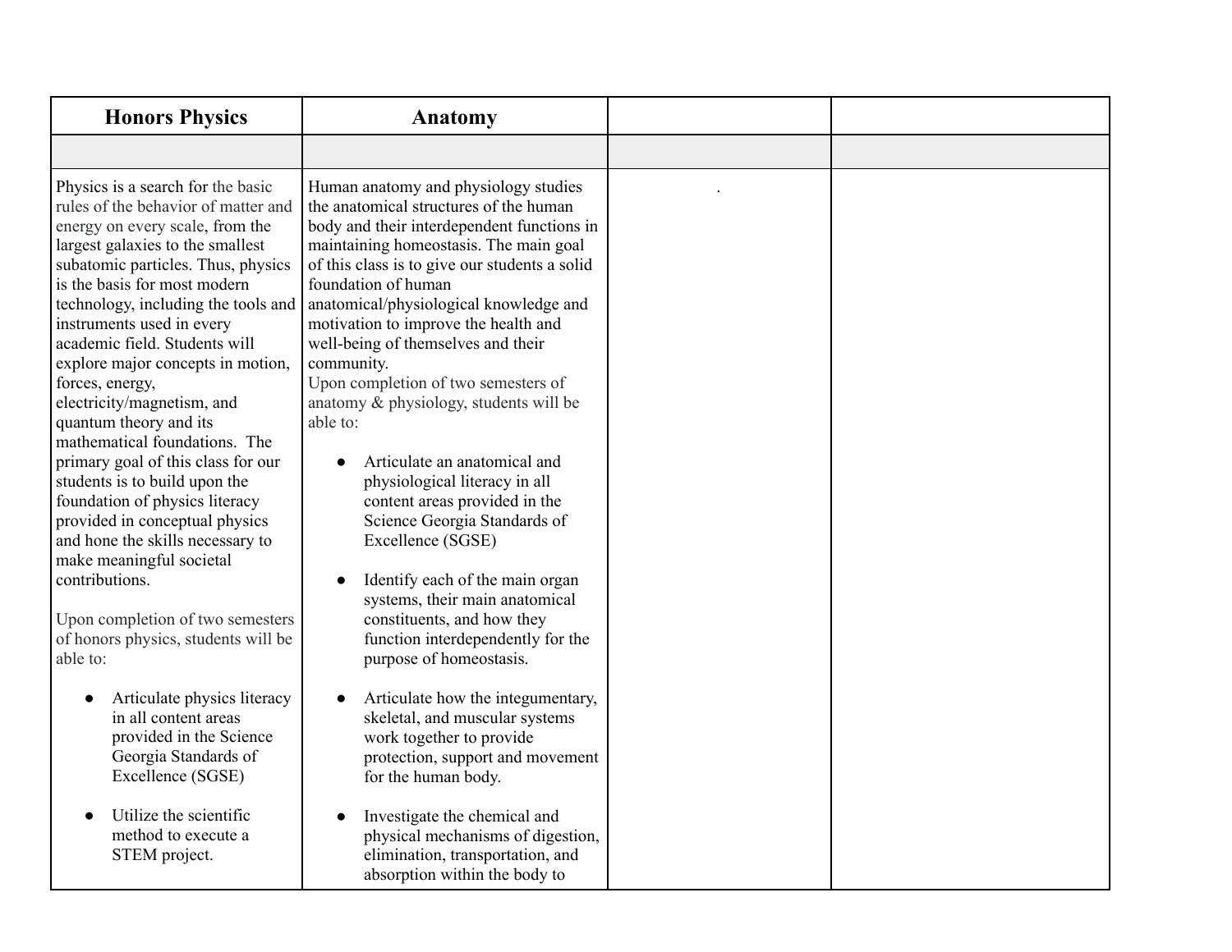| Honors Physics | Anatomy | | |
|---|---|---|---|
| | | | |
| Physics is a search for the basic rules of the behavior of matter and energy on every scale, from the largest galaxies to the smallest subatomic particles. Thus, physics is the basis for most modern technology, including the tools and instruments used in every academic field. Students will explore major concepts in motion, forces, energy, electricity/magnetism, and quantum theory and its mathematical foundations. The primary goal of this class for our students is to build upon the foundation of physics literacy provided in conceptual physics and hone the skills necessary to make meaningful societal contributions.<br><br>Upon completion of two semesters of honors physics, students will be able to:<br><br>• Articulate physics literacy in all content areas provided in the Science Georgia Standards of Excellence (SGSE)<br><br>• Utilize the scientific method to execute a STEM project. | Human anatomy and physiology studies the anatomical structures of the human body and their interdependent functions in maintaining homeostasis. The main goal of this class is to give our students a solid foundation of human anatomical/physiological knowledge and motivation to improve the health and well-being of themselves and their community.<br>Upon completion of two semesters of anatomy & physiology, students will be able to:<br><br>• Articulate an anatomical and physiological literacy in all content areas provided in the Science Georgia Standards of Excellence (SGSE)<br><br>• Identify each of the main organ systems, their main anatomical constituents, and how they function interdependently for the purpose of homeostasis.<br><br>• Articulate how the integumentary, skeletal, and muscular systems work together to provide protection, support and movement for the human body.<br><br>• Investigate the chemical and physical mechanisms of digestion, elimination, transportation, and absorption within the body to | . | |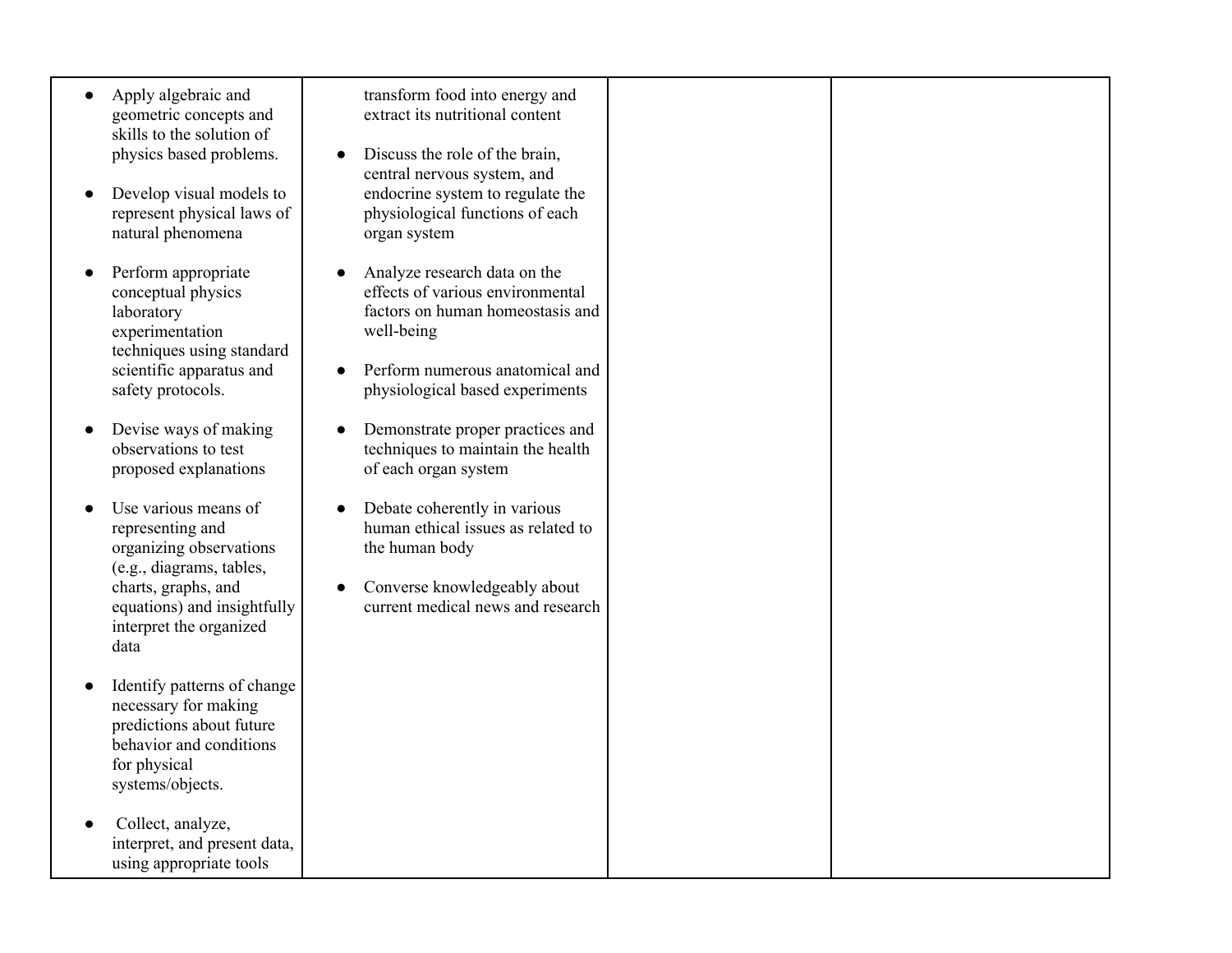| | | | |
|---|---|---|---|
| • Apply algebraic and geometric concepts and skills to the solution of physics based problems.<br><br>• Develop visual models to represent physical laws of natural phenomena<br><br>• Perform appropriate conceptual physics laboratory experimentation techniques using standard scientific apparatus and safety protocols.<br><br>• Devise ways of making observations to test proposed explanations<br><br>• Use various means of representing and organizing observations (e.g., diagrams, tables, charts, graphs, and equations) and insightfully interpret the organized data<br><br>• Identify patterns of change necessary for making predictions about future behavior and conditions for physical systems/objects.<br><br>• Collect, analyze, interpret, and present data, using appropriate tools | transform food into energy and extract its nutritional content<br><br>• Discuss the role of the brain, central nervous system, and endocrine system to regulate the physiological functions of each organ system<br><br>• Analyze research data on the effects of various environmental factors on human homeostasis and well-being<br><br>• Perform numerous anatomical and physiological based experiments<br><br>• Demonstrate proper practices and techniques to maintain the health of each organ system<br><br>• Debate coherently in various human ethical issues as related to the human body<br><br>• Converse knowledgeably about current medical news and research | | |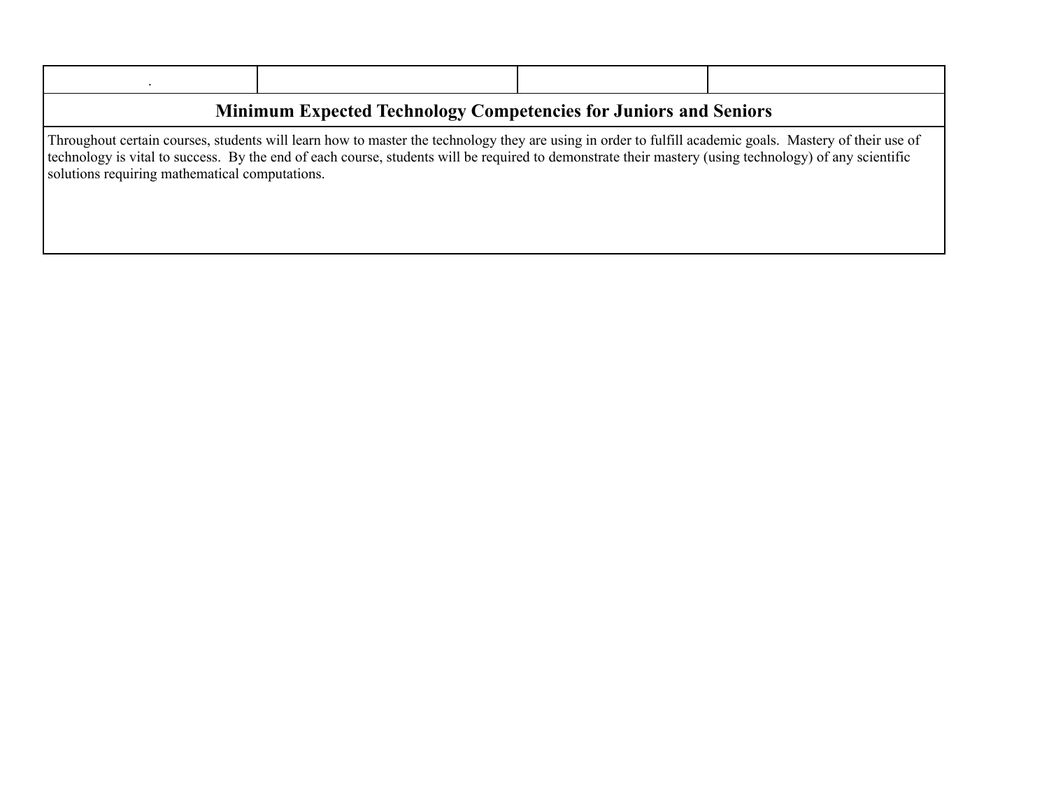| . | | | |
|---|---|---|---|
| **Minimum Expected Technology Competencies for Juniors and Seniors** | | | |
| Throughout certain courses, students will learn how to master the technology they are using in order to fulfill academic goals. Mastery of their use of technology is vital to success. By the end of each course, students will be required to demonstrate their mastery (using technology) of any scientific solutions requiring mathematical computations. | | | |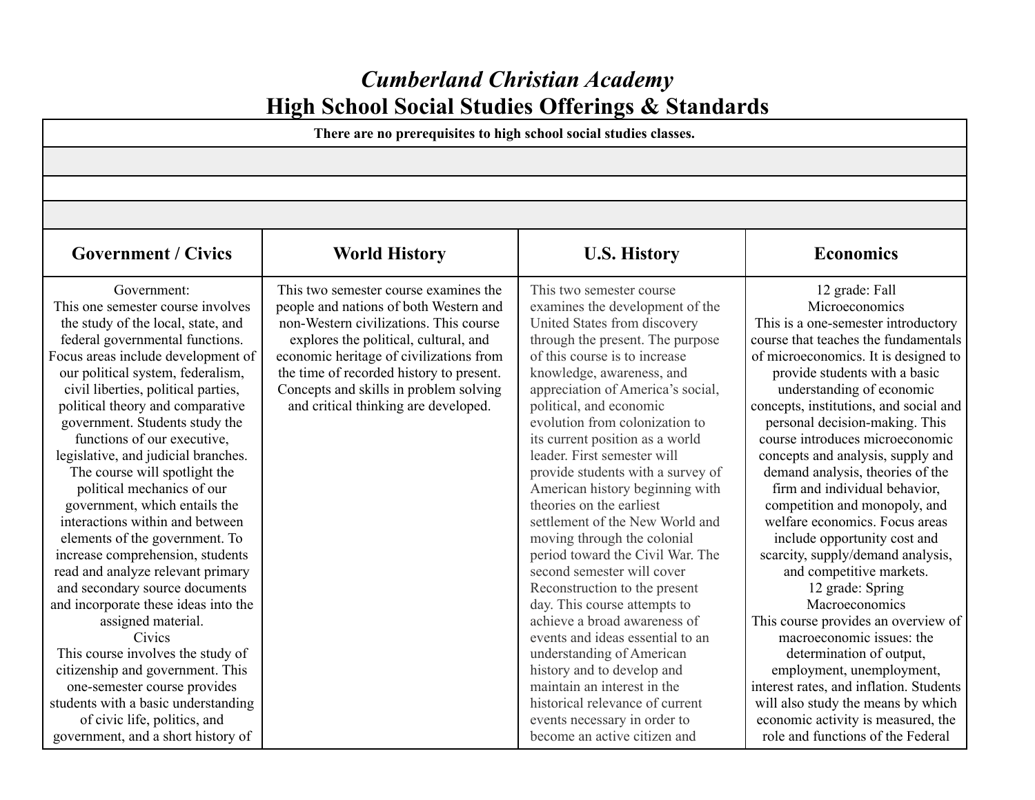# *Cumberland Christian Academy*
# High School Social Studies Offerings & Standards

| There are no prerequisites to high school social studies classes. | | | |
|---|---|---|---|
| | | | |
| | | | |
| | | | |
| **Government / Civics** | **World History** | **U.S. History** | **Economics** |
| Government:<br>This one semester course involves the study of the local, state, and federal governmental functions. Focus areas include development of our political system, federalism, civil liberties, political parties, political theory and comparative government. Students study the functions of our executive, legislative, and judicial branches. The course will spotlight the political mechanics of our government, which entails the interactions within and between elements of the government. To increase comprehension, students read and analyze relevant primary and secondary source documents and incorporate these ideas into the assigned material.<br>Civics<br>This course involves the study of citizenship and government. This one-semester course provides students with a basic understanding of civic life, politics, and government, and a short history of | This two semester course examines the people and nations of both Western and non-Western civilizations. This course explores the political, cultural, and economic heritage of civilizations from the time of recorded history to present. Concepts and skills in problem solving and critical thinking are developed. | This two semester course examines the development of the United States from discovery through the present. The purpose of this course is to increase knowledge, awareness, and appreciation of America's social, political, and economic evolution from colonization to its current position as a world leader. First semester will provide students with a survey of American history beginning with theories on the earliest settlement of the New World and moving through the colonial period toward the Civil War. The second semester will cover Reconstruction to the present day. This course attempts to achieve a broad awareness of events and ideas essential to an understanding of American history and to develop and maintain an interest in the historical relevance of current events necessary in order to become an active citizen and | 12 grade: Fall<br>Microeconomics<br>This is a one-semester introductory course that teaches the fundamentals of microeconomics. It is designed to provide students with a basic understanding of economic concepts, institutions, and social and personal decision-making. This course introduces microeconomic concepts and analysis, supply and demand analysis, theories of the firm and individual behavior, competition and monopoly, and welfare economics. Focus areas include opportunity cost and scarcity, supply/demand analysis, and competitive markets.<br>12 grade: Spring<br>Macroeconomics<br>This course provides an overview of macroeconomic issues: the determination of output, employment, unemployment, interest rates, and inflation. Students will also study the means by which economic activity is measured, the role and functions of the Federal |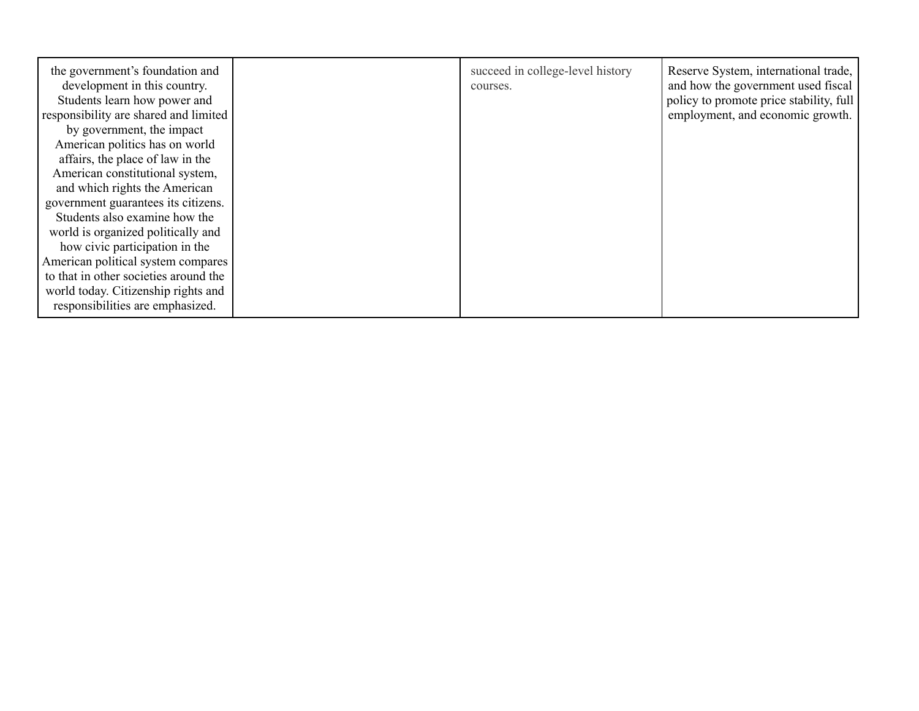| | | | |
|---|---|---|---|
| the government's foundation and development in this country. Students learn how power and responsibility are shared and limited by government, the impact American politics has on world affairs, the place of law in the American constitutional system, and which rights the American government guarantees its citizens. Students also examine how the world is organized politically and how civic participation in the American political system compares to that in other societies around the world today. Citizenship rights and responsibilities are emphasized. | | succeed in college-level history courses. | Reserve System, international trade, and how the government used fiscal policy to promote price stability, full employment, and economic growth. |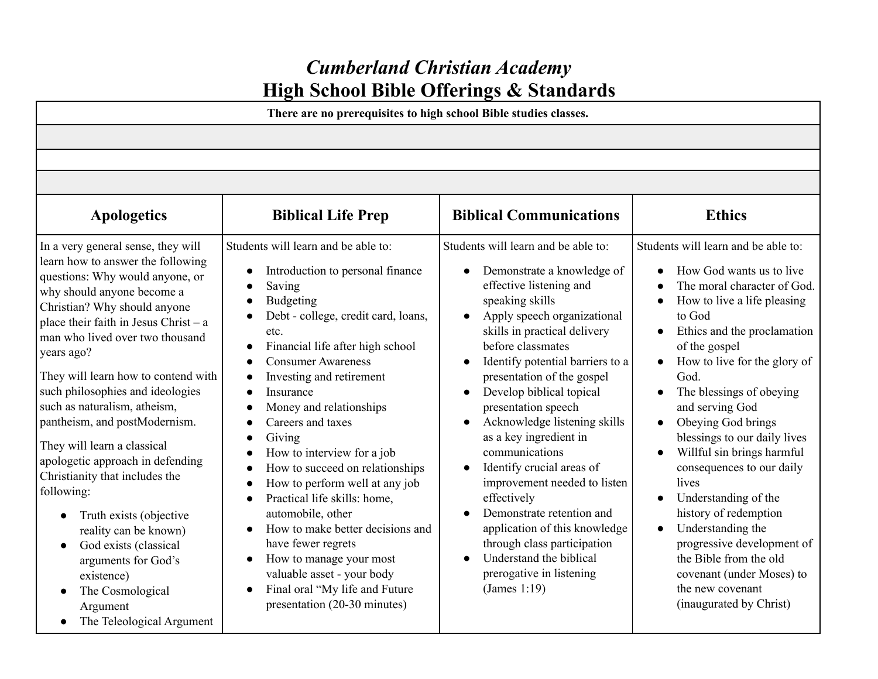# *Cumberland Christian Academy*
## High School Bible Offerings & Standards

**There are no prerequisites to high school Bible studies classes.**

| Apologetics | Biblical Life Prep | Biblical Communications | Ethics |
|---|---|---|---|
| In a very general sense, they will learn how to answer the following questions: Why would anyone, or why should anyone become a Christian? Why should anyone place their faith in Jesus Christ – a man who lived over two thousand years ago?<br><br>They will learn how to contend with such philosophies and ideologies such as naturalism, atheism, pantheism, and postModernism.<br><br>They will learn a classical apologetic approach in defending Christianity that includes the following:<br>● Truth exists (objective reality can be known)<br>● God exists (classical arguments for God's existence)<br>● The Cosmological Argument<br>● The Teleological Argument | Students will learn and be able to:<br>● Introduction to personal finance<br>● Saving<br>● Budgeting<br>● Debt - college, credit card, loans, etc.<br>● Financial life after high school<br>● Consumer Awareness<br>● Investing and retirement<br>● Insurance<br>● Money and relationships<br>● Careers and taxes<br>● Giving<br>● How to interview for a job<br>● How to succeed on relationships<br>● How to perform well at any job<br>● Practical life skills: home, automobile, other<br>● How to make better decisions and have fewer regrets<br>● How to manage your most valuable asset - your body<br>● Final oral "My life and Future presentation (20-30 minutes) | Students will learn and be able to:<br>● Demonstrate a knowledge of effective listening and speaking skills<br>● Apply speech organizational skills in practical delivery before classmates<br>● Identify potential barriers to a presentation of the gospel<br>● Develop biblical topical presentation speech<br>● Acknowledge listening skills as a key ingredient in communications<br>● Identify crucial areas of improvement needed to listen effectively<br>● Demonstrate retention and application of this knowledge through class participation<br>● Understand the biblical prerogative in listening (James 1:19) | Students will learn and be able to:<br>● How God wants us to live<br>● The moral character of God.<br>● How to live a life pleasing to God<br>● Ethics and the proclamation of the gospel<br>● How to live for the glory of God.<br>● The blessings of obeying and serving God<br>● Obeying God brings blessings to our daily lives<br>● Willful sin brings harmful consequences to our daily lives<br>● Understanding of the history of redemption<br>● Understanding the progressive development of the Bible from the old covenant (under Moses) to the new covenant (inaugurated by Christ) |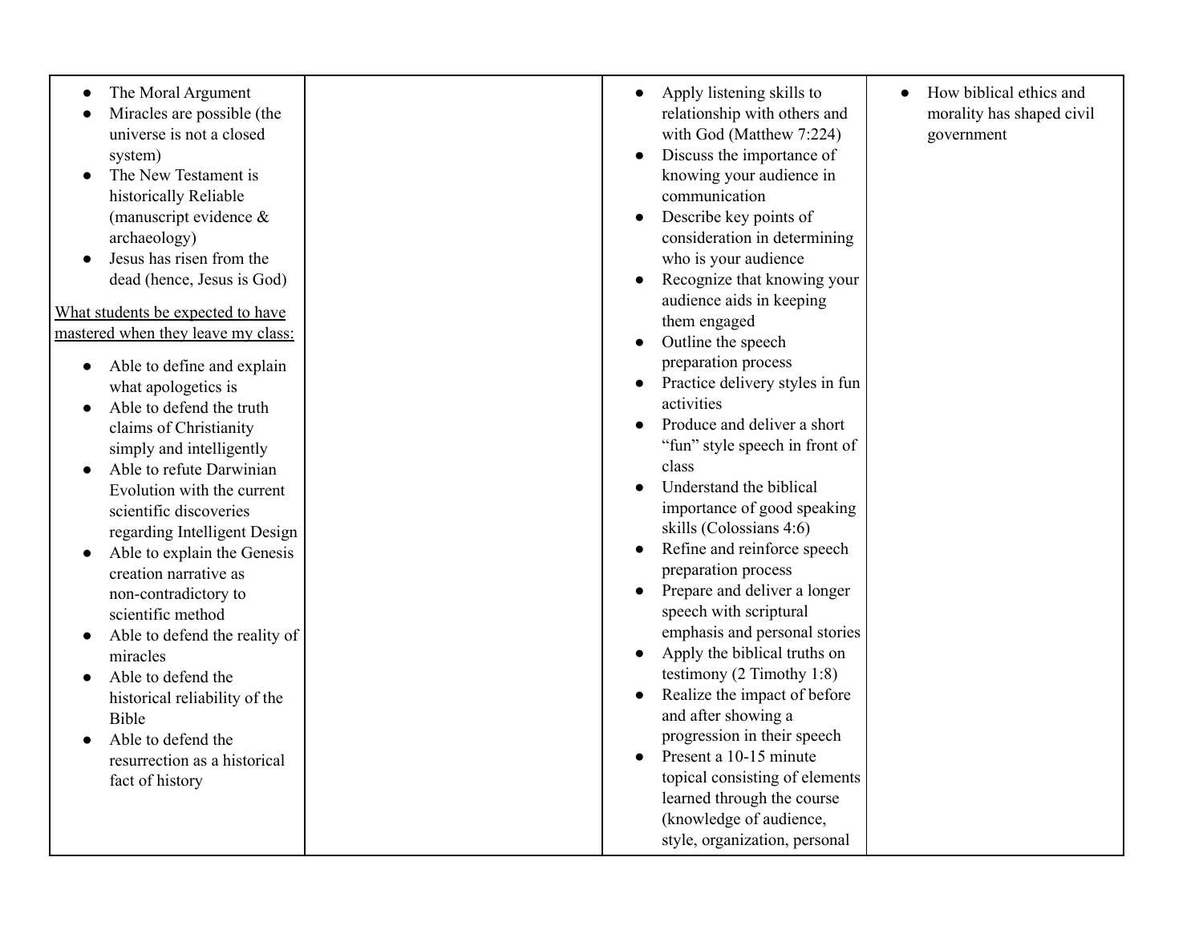| | | | |
|---|---|---|---|
| <ul><li>The Moral Argument</li><li>Miracles are possible (the universe is not a closed system)</li><li>The New Testament is historically Reliable (manuscript evidence & archaeology)</li><li>Jesus has risen from the dead (hence, Jesus is God)</li></ul><u>What students be expected to have mastered when they leave my class:</u><ul><li>Able to define and explain what apologetics is</li><li>Able to defend the truth claims of Christianity simply and intelligently</li><li>Able to refute Darwinian Evolution with the current scientific discoveries regarding Intelligent Design</li><li>Able to explain the Genesis creation narrative as non-contradictory to scientific method</li><li>Able to defend the reality of miracles</li><li>Able to defend the historical reliability of the Bible</li><li>Able to defend the resurrection as a historical fact of history</li></ul> | | <ul><li>Apply listening skills to relationship with others and with God (Matthew 7:224)</li><li>Discuss the importance of knowing your audience in communication</li><li>Describe key points of consideration in determining who is your audience</li><li>Recognize that knowing your audience aids in keeping them engaged</li><li>Outline the speech preparation process</li><li>Practice delivery styles in fun activities</li><li>Produce and deliver a short "fun" style speech in front of class</li><li>Understand the biblical importance of good speaking skills (Colossians 4:6)</li><li>Refine and reinforce speech preparation process</li><li>Prepare and deliver a longer speech with scriptural emphasis and personal stories</li><li>Apply the biblical truths on testimony (2 Timothy 1:8)</li><li>Realize the impact of before and after showing a progression in their speech</li><li>Present a 10-15 minute topical consisting of elements learned through the course (knowledge of audience, style, organization, personal</li></ul> | <ul><li>How biblical ethics and morality has shaped civil government</li></ul> |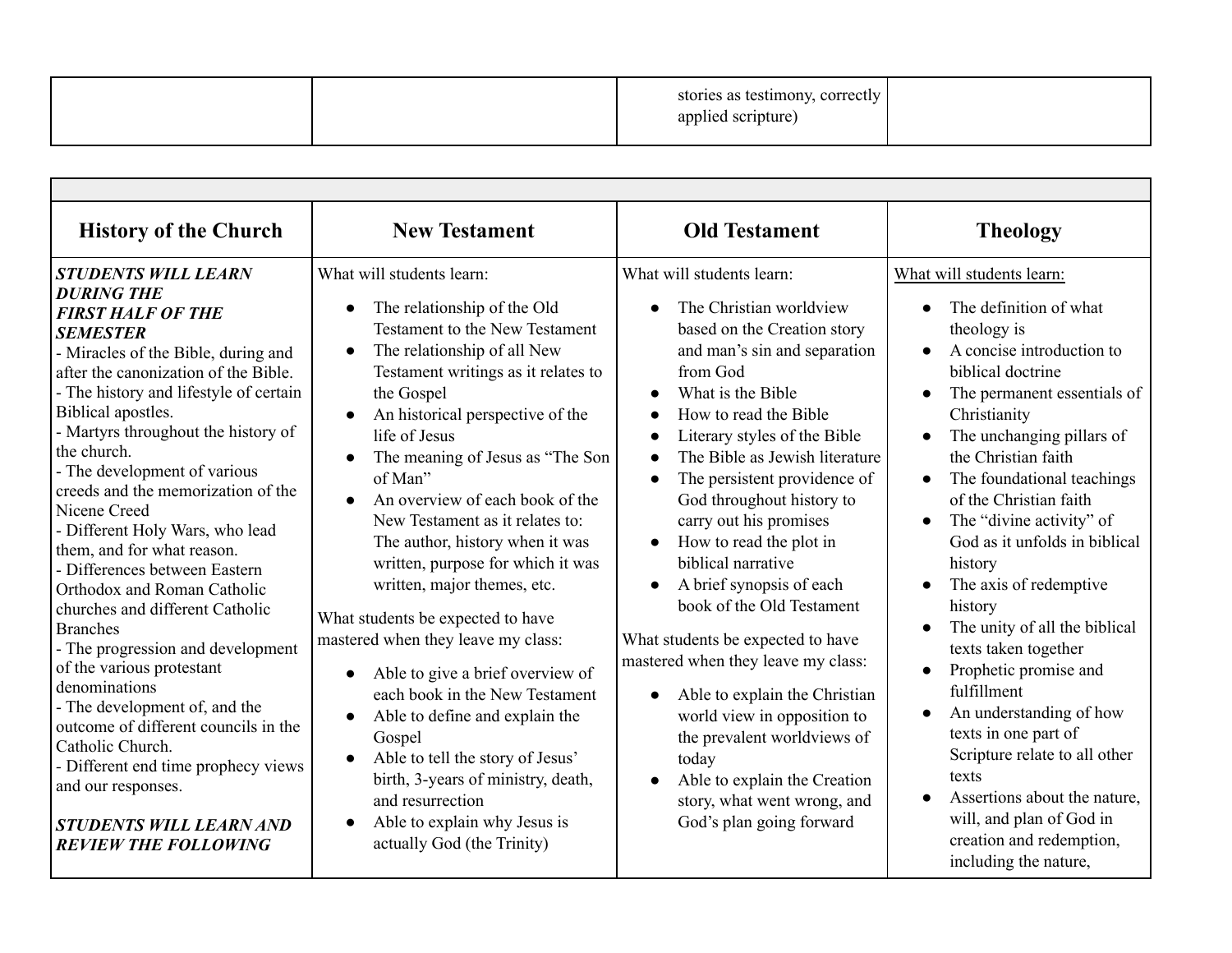| | | stories as testimony, correctly applied scripture) | |
|---|---|---|---|

| | | | |
|---|---|---|---|
| **History of the Church** | **New Testament** | **Old Testament** | **Theology** |
| ***STUDENTS WILL LEARN DURING THE FIRST HALF OF THE SEMESTER***<br>- Miracles of the Bible, during and after the canonization of the Bible.<br>- The history and lifestyle of certain Biblical apostles.<br>- Martyrs throughout the history of the church.<br>- The development of various creeds and the memorization of the Nicene Creed<br>- Different Holy Wars, who lead them, and for what reason.<br>- Differences between Eastern Orthodox and Roman Catholic churches and different Catholic Branches<br>- The progression and development of the various protestant denominations<br>- The development of, and the outcome of different councils in the Catholic Church.<br>- Different end time prophecy views and our responses.<br><br>***STUDENTS WILL LEARN AND REVIEW THE FOLLOWING*** | What will students learn:<br>● The relationship of the Old Testament to the New Testament<br>● The relationship of all New Testament writings as it relates to the Gospel<br>● An historical perspective of the life of Jesus<br>● The meaning of Jesus as "The Son of Man"<br>● An overview of each book of the New Testament as it relates to: The author, history when it was written, purpose for which it was written, major themes, etc.<br><br>What students be expected to have mastered when they leave my class:<br>● Able to give a brief overview of each book in the New Testament<br>● Able to define and explain the Gospel<br>● Able to tell the story of Jesus' birth, 3-years of ministry, death, and resurrection<br>● Able to explain why Jesus is actually God (the Trinity) | What will students learn:<br>● The Christian worldview based on the Creation story and man's sin and separation from God<br>● What is the Bible<br>● How to read the Bible<br>● Literary styles of the Bible<br>● The Bible as Jewish literature<br>● The persistent providence of God throughout history to carry out his promises<br>● How to read the plot in biblical narrative<br>● A brief synopsis of each book of the Old Testament<br><br>What students be expected to have mastered when they leave my class:<br>● Able to explain the Christian world view in opposition to the prevalent worldviews of today<br>● Able to explain the Creation story, what went wrong, and God's plan going forward | <u>What will students learn:</u><br>● The definition of what theology is<br>● A concise introduction to biblical doctrine<br>● The permanent essentials of Christianity<br>● The unchanging pillars of the Christian faith<br>● The foundational teachings of the Christian faith<br>● The "divine activity" of God as it unfolds in biblical history<br>● The axis of redemptive history<br>● The unity of all the biblical texts taken together<br>● Prophetic promise and fulfillment<br>● An understanding of how texts in one part of Scripture relate to all other texts<br>● Assertions about the nature, will, and plan of God in creation and redemption, including the nature, |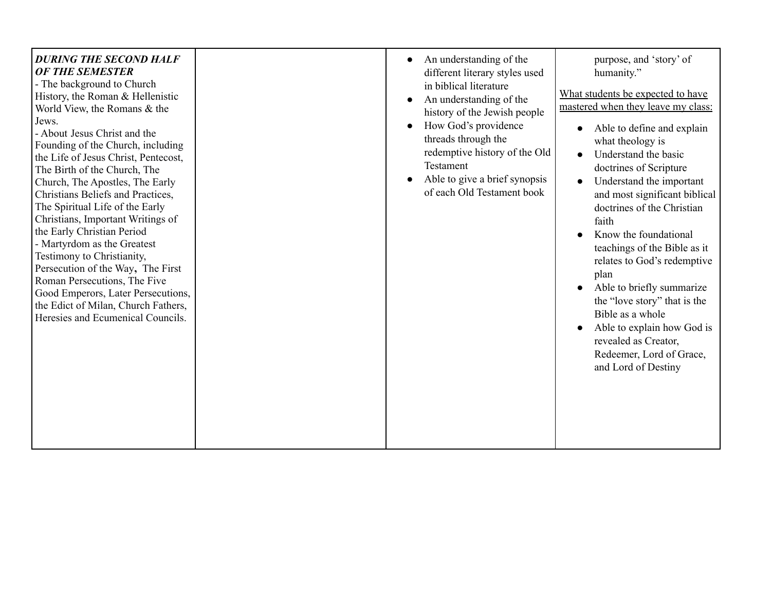| | | | |
|---|---|---|---|
| ***DURING THE SECOND HALF OF THE SEMESTER***<br>- The background to Church History, the Roman & Hellenistic World View, the Romans & the Jews.<br>- About Jesus Christ and the Founding of the Church, including the Life of Jesus Christ, Pentecost, The Birth of the Church, The Church, The Apostles, The Early Christians Beliefs and Practices, The Spiritual Life of the Early Christians, Important Writings of the Early Christian Period<br>- Martyrdom as the Greatest Testimony to Christianity, Persecution of the Way**,** The First Roman Persecutions, The Five Good Emperors, Later Persecutions, the Edict of Milan, Church Fathers, Heresies and Ecumenical Councils. | | • An understanding of the different literary styles used in biblical literature<br>• An understanding of the history of the Jewish people<br>• How God's providence threads through the redemptive history of the Old Testament<br>• Able to give a brief synopsis of each Old Testament book | purpose, and 'story' of humanity."<br><br><u>What students be expected to have mastered when they leave my class:</u><br>• Able to define and explain what theology is<br>• Understand the basic doctrines of Scripture<br>• Understand the important and most significant biblical doctrines of the Christian faith<br>• Know the foundational teachings of the Bible as it relates to God's redemptive plan<br>• Able to briefly summarize the "love story" that is the Bible as a whole<br>• Able to explain how God is revealed as Creator, Redeemer, Lord of Grace, and Lord of Destiny |